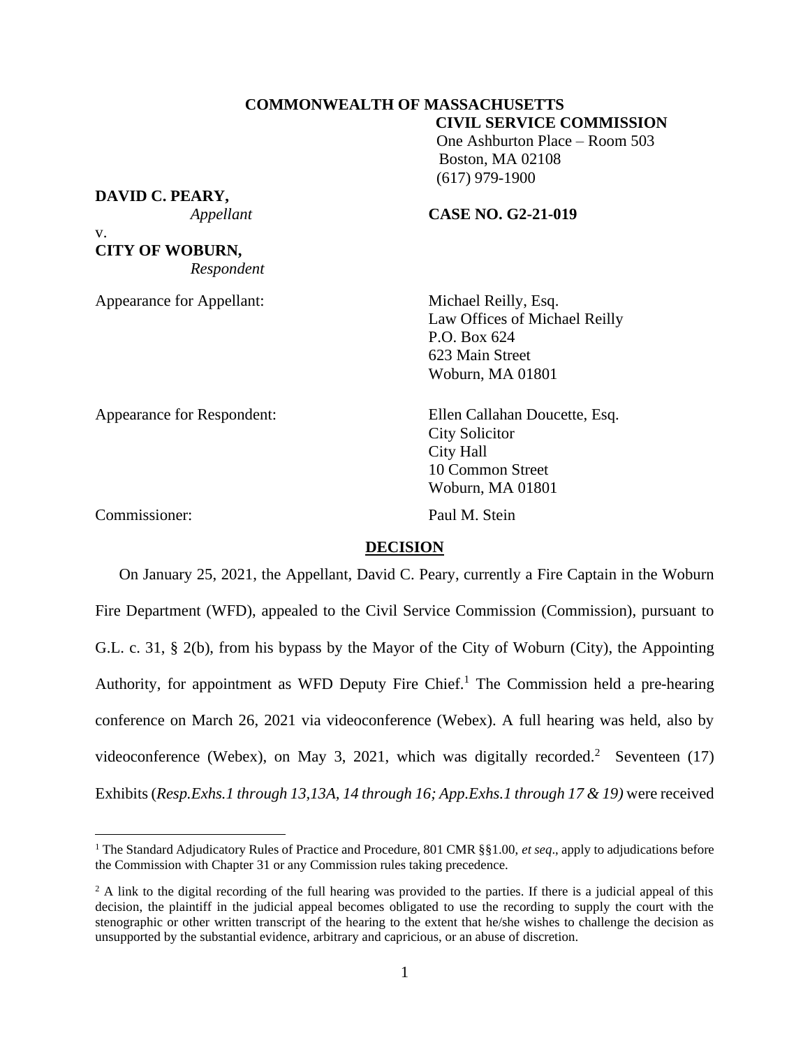**COMMONWEALTH OF MASSACHUSETTS**

**CIVIL SERVICE COMMISSION**

One Ashburton Place – Room 503
Boston, MA 02108
(617) 979-1900

**DAVID C. PEARY,**
*Appellant*

v.

**CITY OF WOBURN,**
*Respondent*

**CASE NO. G2-21-019**

Appearance for Appellant: Michael Reilly, Esq.
Law Offices of Michael Reilly
P.O. Box 624
623 Main Street
Woburn, MA 01801

Appearance for Respondent: Ellen Callahan Doucette, Esq.
City Solicitor
City Hall
10 Common Street
Woburn, MA 01801

Commissioner: Paul M. Stein

## DECISION

On January 25, 2021, the Appellant, David C. Peary, currently a Fire Captain in the Woburn Fire Department (WFD), appealed to the Civil Service Commission (Commission), pursuant to G.L. c. 31, § 2(b), from his bypass by the Mayor of the City of Woburn (City), the Appointing Authority, for appointment as WFD Deputy Fire Chief.[1] The Commission held a pre-hearing conference on March 26, 2021 via videoconference (Webex). A full hearing was held, also by videoconference (Webex), on May 3, 2021, which was digitally recorded.[2] Seventeen (17) Exhibits (*Resp.Exhs.1 through 13,13A, 14 through 16; App.Exhs.1 through 17 & 19)* were received

[1] The Standard Adjudicatory Rules of Practice and Procedure, 801 CMR §§1.00, *et seq*., apply to adjudications before the Commission with Chapter 31 or any Commission rules taking precedence.

[2] A link to the digital recording of the full hearing was provided to the parties. If there is a judicial appeal of this decision, the plaintiff in the judicial appeal becomes obligated to use the recording to supply the court with the stenographic or other written transcript of the hearing to the extent that he/she wishes to challenge the decision as unsupported by the substantial evidence, arbitrary and capricious, or an abuse of discretion.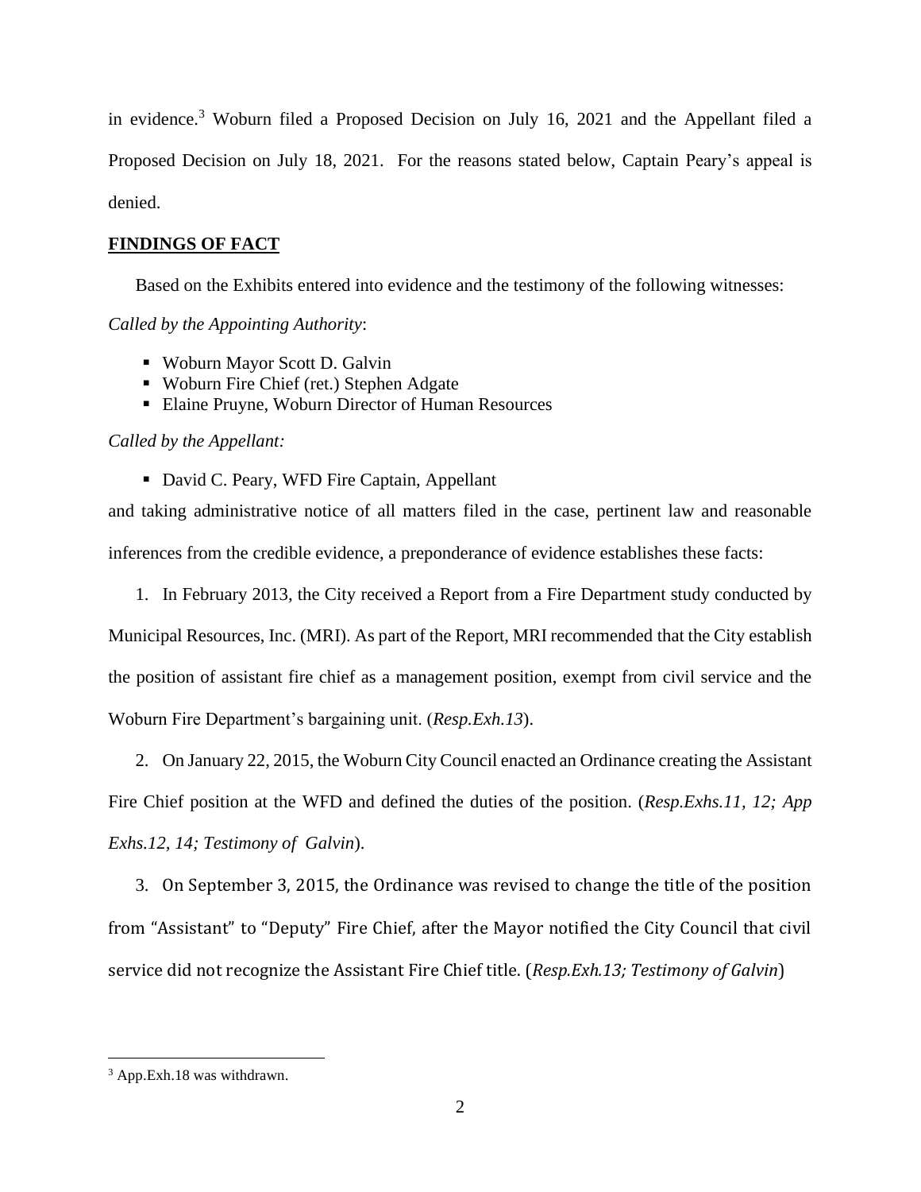in evidence.[3] Woburn filed a Proposed Decision on July 16, 2021 and the Appellant filed a Proposed Decision on July 18, 2021. For the reasons stated below, Captain Peary's appeal is denied.

## FINDINGS OF FACT

Based on the Exhibits entered into evidence and the testimony of the following witnesses:

*Called by the Appointing Authority*:

- Woburn Mayor Scott D. Galvin
- Woburn Fire Chief (ret.) Stephen Adgate
- Elaine Pruyne, Woburn Director of Human Resources

*Called by the Appellant:*

- David C. Peary, WFD Fire Captain, Appellant

and taking administrative notice of all matters filed in the case, pertinent law and reasonable inferences from the credible evidence, a preponderance of evidence establishes these facts:

1. In February 2013, the City received a Report from a Fire Department study conducted by Municipal Resources, Inc. (MRI). As part of the Report, MRI recommended that the City establish the position of assistant fire chief as a management position, exempt from civil service and the Woburn Fire Department's bargaining unit. (*Resp.Exh.13*).

2. On January 22, 2015, the Woburn City Council enacted an Ordinance creating the Assistant Fire Chief position at the WFD and defined the duties of the position. (*Resp.Exhs.11, 12; App Exhs.12, 14; Testimony of Galvin*).

3. On September 3, 2015, the Ordinance was revised to change the title of the position from "Assistant" to "Deputy" Fire Chief, after the Mayor notified the City Council that civil service did not recognize the Assistant Fire Chief title. (*Resp.Exh.13; Testimony of Galvin*)

---

[3] App.Exh.18 was withdrawn.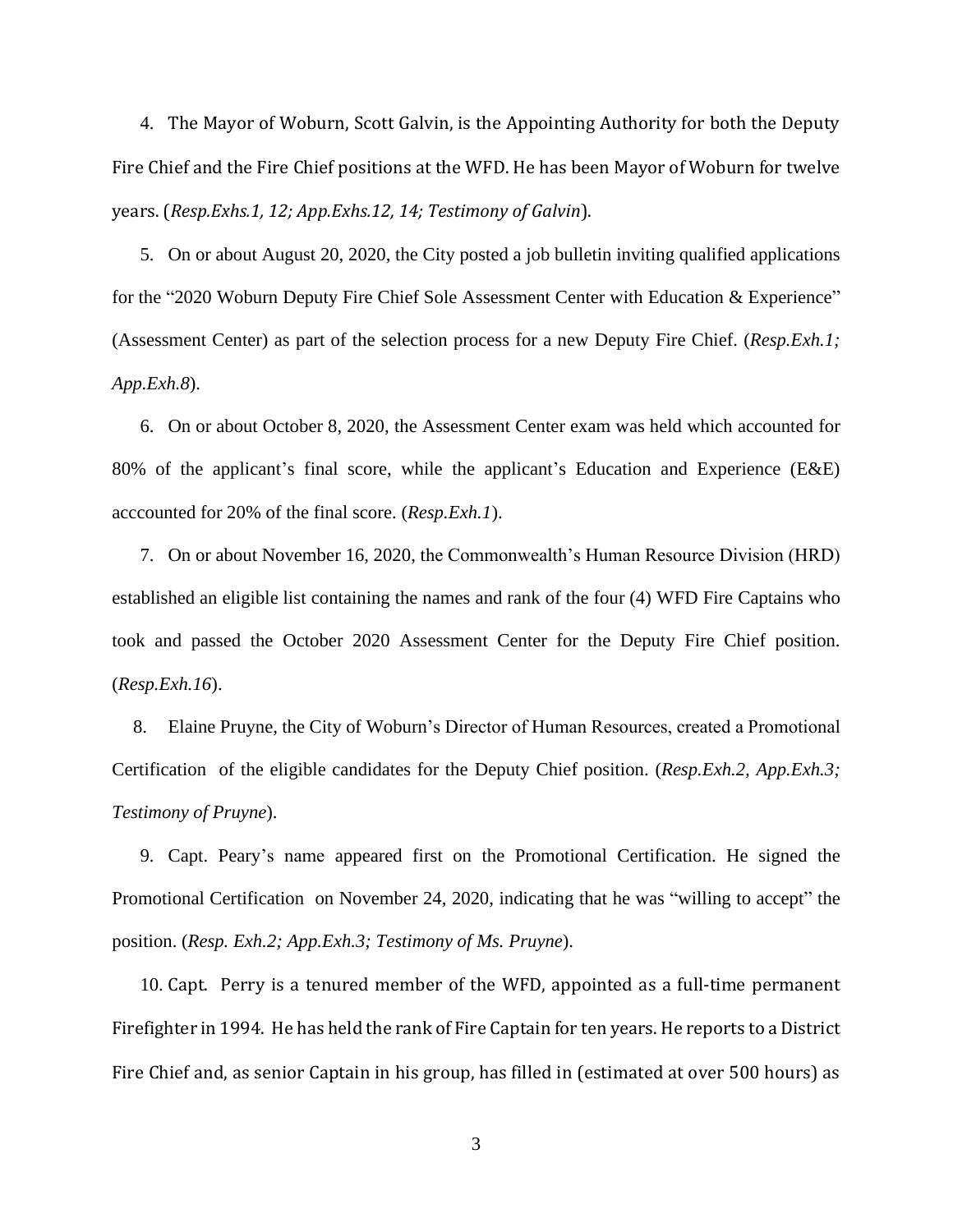4. The Mayor of Woburn, Scott Galvin, is the Appointing Authority for both the Deputy Fire Chief and the Fire Chief positions at the WFD. He has been Mayor of Woburn for twelve years. (*Resp.Exhs.1, 12; App.Exhs.12, 14; Testimony of Galvin*).

5. On or about August 20, 2020, the City posted a job bulletin inviting qualified applications for the "2020 Woburn Deputy Fire Chief Sole Assessment Center with Education & Experience" (Assessment Center) as part of the selection process for a new Deputy Fire Chief. (*Resp.Exh.1; App.Exh.8*).

6. On or about October 8, 2020, the Assessment Center exam was held which accounted for 80% of the applicant's final score, while the applicant's Education and Experience (E&E) acccounted for 20% of the final score. (*Resp.Exh.1*).

7. On or about November 16, 2020, the Commonwealth's Human Resource Division (HRD) established an eligible list containing the names and rank of the four (4) WFD Fire Captains who took and passed the October 2020 Assessment Center for the Deputy Fire Chief position. (*Resp.Exh.16*).

8. Elaine Pruyne, the City of Woburn's Director of Human Resources, created a Promotional Certification of the eligible candidates for the Deputy Chief position. (*Resp.Exh.2, App.Exh.3; Testimony of Pruyne*).

9. Capt. Peary's name appeared first on the Promotional Certification. He signed the Promotional Certification on November 24, 2020, indicating that he was "willing to accept" the position. (*Resp. Exh.2; App.Exh.3; Testimony of Ms. Pruyne*).

10. Capt. Perry is a tenured member of the WFD, appointed as a full-time permanent Firefighter in 1994. He has held the rank of Fire Captain for ten years. He reports to a District Fire Chief and, as senior Captain in his group, has filled in (estimated at over 500 hours) as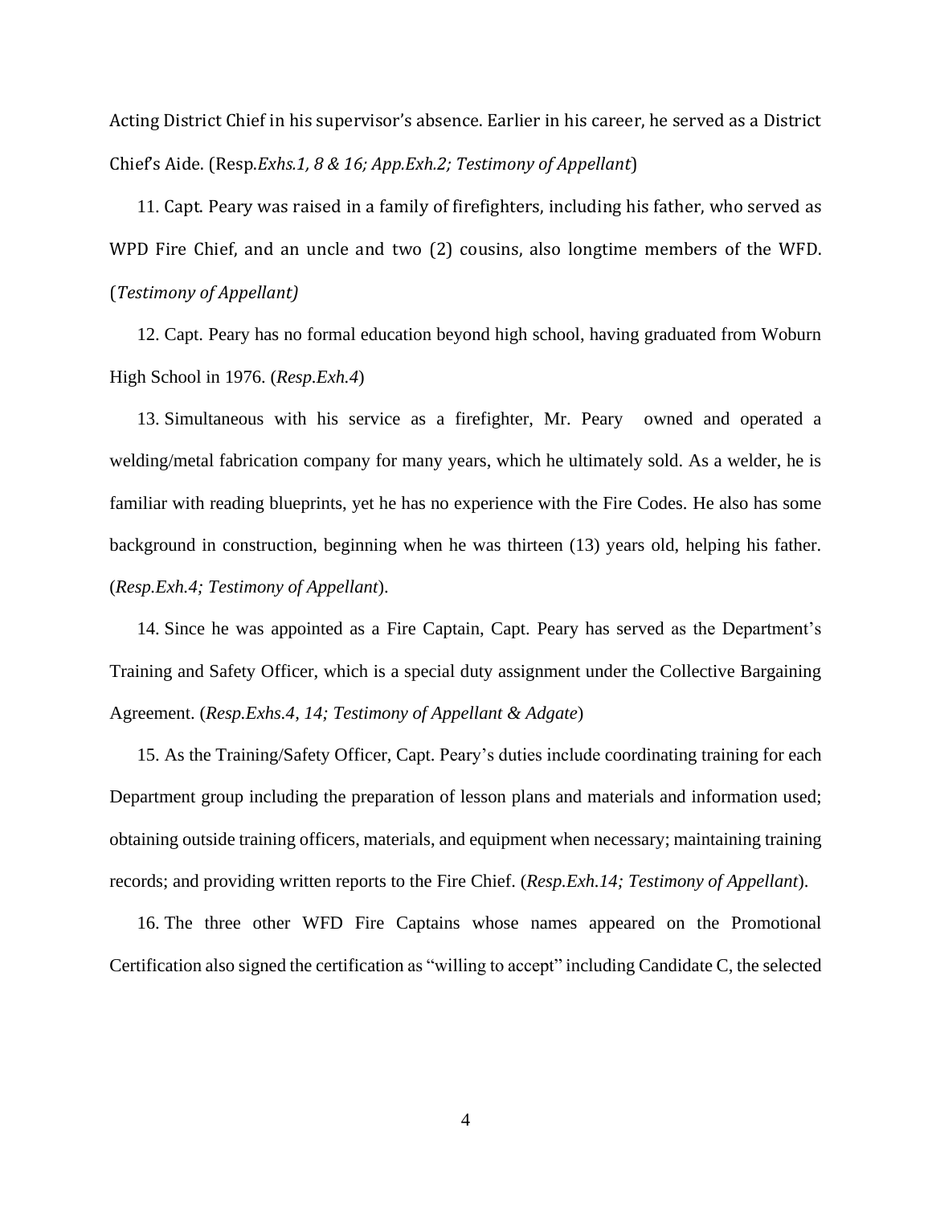Acting District Chief in his supervisor's absence. Earlier in his career, he served as a District Chief's Aide. (Resp.*Exhs.1, 8 & 16; App.Exh.2; Testimony of Appellant*)

11. Capt. Peary was raised in a family of firefighters, including his father, who served as WPD Fire Chief, and an uncle and two (2) cousins, also longtime members of the WFD. (*Testimony of Appellant)*

12. Capt. Peary has no formal education beyond high school, having graduated from Woburn High School in 1976. (*Resp.Exh.4*)

13. Simultaneous with his service as a firefighter, Mr. Peary owned and operated a welding/metal fabrication company for many years, which he ultimately sold. As a welder, he is familiar with reading blueprints, yet he has no experience with the Fire Codes. He also has some background in construction, beginning when he was thirteen (13) years old, helping his father. (*Resp.Exh.4; Testimony of Appellant*).

14. Since he was appointed as a Fire Captain, Capt. Peary has served as the Department's Training and Safety Officer, which is a special duty assignment under the Collective Bargaining Agreement. (*Resp.Exhs.4, 14; Testimony of Appellant & Adgate*)

15. As the Training/Safety Officer, Capt. Peary's duties include coordinating training for each Department group including the preparation of lesson plans and materials and information used; obtaining outside training officers, materials, and equipment when necessary; maintaining training records; and providing written reports to the Fire Chief. (*Resp.Exh.14; Testimony of Appellant*).

16. The three other WFD Fire Captains whose names appeared on the Promotional Certification also signed the certification as "willing to accept" including Candidate C, the selected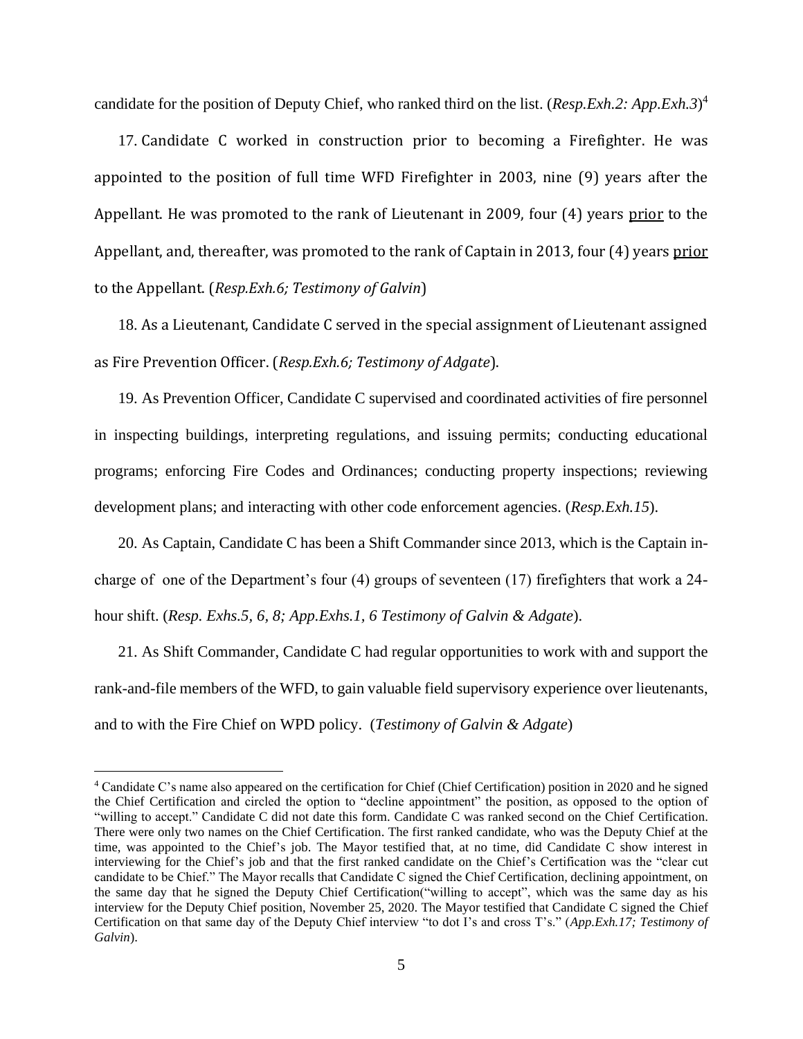candidate for the position of Deputy Chief, who ranked third on the list. (*Resp.Exh.2: App.Exh.3*)[4]

17. Candidate C worked in construction prior to becoming a Firefighter. He was appointed to the position of full time WFD Firefighter in 2003, nine (9) years after the Appellant. He was promoted to the rank of Lieutenant in 2009, four (4) years <u>prior</u> to the Appellant, and, thereafter, was promoted to the rank of Captain in 2013, four (4) years <u>prior</u> to the Appellant. (*Resp.Exh.6; Testimony of Galvin*)

18. As a Lieutenant, Candidate C served in the special assignment of Lieutenant assigned as Fire Prevention Officer. (*Resp.Exh.6; Testimony of Adgate*).

19. As Prevention Officer, Candidate C supervised and coordinated activities of fire personnel in inspecting buildings, interpreting regulations, and issuing permits; conducting educational programs; enforcing Fire Codes and Ordinances; conducting property inspections; reviewing development plans; and interacting with other code enforcement agencies. (*Resp.Exh.15*).

20. As Captain, Candidate C has been a Shift Commander since 2013, which is the Captain in-charge of one of the Department's four (4) groups of seventeen (17) firefighters that work a 24-hour shift. (*Resp. Exhs.5, 6, 8; App.Exhs.1, 6 Testimony of Galvin & Adgate*).

21. As Shift Commander, Candidate C had regular opportunities to work with and support the rank-and-file members of the WFD, to gain valuable field supervisory experience over lieutenants, and to with the Fire Chief on WPD policy. (*Testimony of Galvin & Adgate*)

---

[4] Candidate C's name also appeared on the certification for Chief (Chief Certification) position in 2020 and he signed the Chief Certification and circled the option to "decline appointment" the position, as opposed to the option of "willing to accept." Candidate C did not date this form. Candidate C was ranked second on the Chief Certification. There were only two names on the Chief Certification. The first ranked candidate, who was the Deputy Chief at the time, was appointed to the Chief's job. The Mayor testified that, at no time, did Candidate C show interest in interviewing for the Chief's job and that the first ranked candidate on the Chief's Certification was the "clear cut candidate to be Chief." The Mayor recalls that Candidate C signed the Chief Certification, declining appointment, on the same day that he signed the Deputy Chief Certification("willing to accept", which was the same day as his interview for the Deputy Chief position, November 25, 2020. The Mayor testified that Candidate C signed the Chief Certification on that same day of the Deputy Chief interview "to dot I's and cross T's." (*App.Exh.17; Testimony of Galvin*).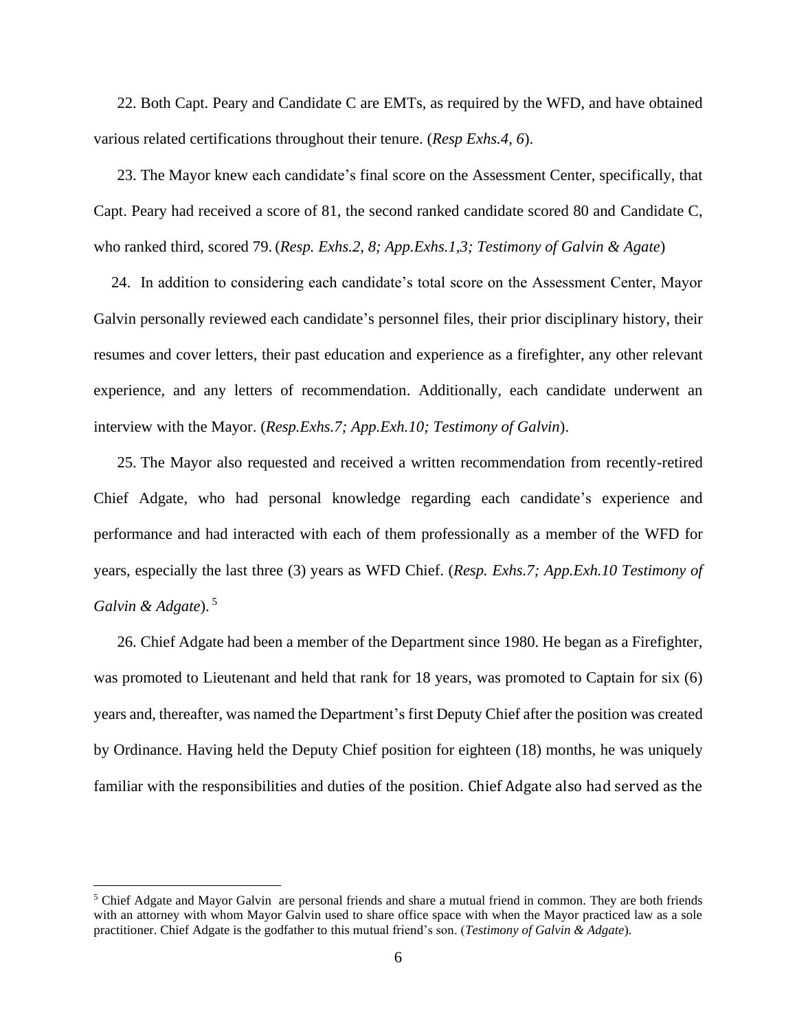22. Both Capt. Peary and Candidate C are EMTs, as required by the WFD, and have obtained various related certifications throughout their tenure. (*Resp Exhs.4, 6*).

23. The Mayor knew each candidate's final score on the Assessment Center, specifically, that Capt. Peary had received a score of 81, the second ranked candidate scored 80 and Candidate C, who ranked third, scored 79. (*Resp. Exhs.2, 8; App.Exhs.1,3; Testimony of Galvin & Agate*)

24. In addition to considering each candidate's total score on the Assessment Center, Mayor Galvin personally reviewed each candidate's personnel files, their prior disciplinary history, their resumes and cover letters, their past education and experience as a firefighter, any other relevant experience, and any letters of recommendation. Additionally, each candidate underwent an interview with the Mayor. (*Resp.Exhs.7; App.Exh.10; Testimony of Galvin*).

25. The Mayor also requested and received a written recommendation from recently-retired Chief Adgate, who had personal knowledge regarding each candidate's experience and performance and had interacted with each of them professionally as a member of the WFD for years, especially the last three (3) years as WFD Chief. (*Resp. Exhs.7; App.Exh.10 Testimony of Galvin & Adgate*).[5]

26. Chief Adgate had been a member of the Department since 1980. He began as a Firefighter, was promoted to Lieutenant and held that rank for 18 years, was promoted to Captain for six (6) years and, thereafter, was named the Department's first Deputy Chief after the position was created by Ordinance. Having held the Deputy Chief position for eighteen (18) months, he was uniquely familiar with the responsibilities and duties of the position. Chief Adgate also had served as the

---

[5] Chief Adgate and Mayor Galvin are personal friends and share a mutual friend in common. They are both friends with an attorney with whom Mayor Galvin used to share office space with when the Mayor practiced law as a sole practitioner. Chief Adgate is the godfather to this mutual friend's son. (*Testimony of Galvin & Adgate*).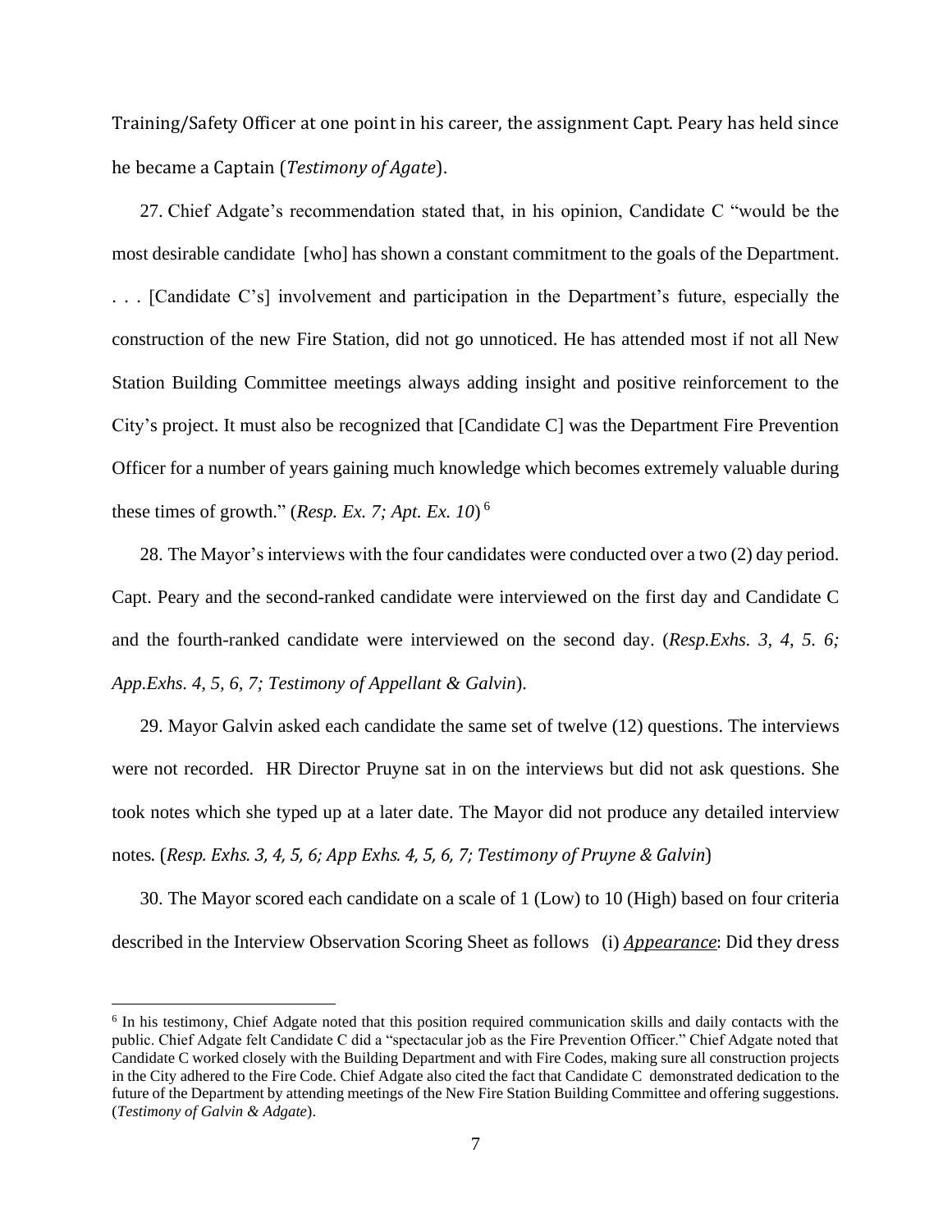Training/Safety Officer at one point in his career, the assignment Capt. Peary has held since he became a Captain (*Testimony of Agate*).

27. Chief Adgate's recommendation stated that, in his opinion, Candidate C "would be the most desirable candidate [who] has shown a constant commitment to the goals of the Department. . . . [Candidate C's] involvement and participation in the Department's future, especially the construction of the new Fire Station, did not go unnoticed. He has attended most if not all New Station Building Committee meetings always adding insight and positive reinforcement to the City's project. It must also be recognized that [Candidate C] was the Department Fire Prevention Officer for a number of years gaining much knowledge which becomes extremely valuable during these times of growth." (*Resp. Ex. 7; Apt. Ex. 10*) [6]

28. The Mayor's interviews with the four candidates were conducted over a two (2) day period. Capt. Peary and the second-ranked candidate were interviewed on the first day and Candidate C and the fourth-ranked candidate were interviewed on the second day. (*Resp.Exhs. 3, 4, 5. 6; App.Exhs. 4, 5, 6, 7; Testimony of Appellant & Galvin*).

29. Mayor Galvin asked each candidate the same set of twelve (12) questions. The interviews were not recorded. HR Director Pruyne sat in on the interviews but did not ask questions. She took notes which she typed up at a later date. The Mayor did not produce any detailed interview notes. (*Resp. Exhs. 3, 4, 5, 6; App Exhs. 4, 5, 6, 7; Testimony of Pruyne & Galvin*)

30. The Mayor scored each candidate on a scale of 1 (Low) to 10 (High) based on four criteria described in the Interview Observation Scoring Sheet as follows (i) ***Appearance***: Did they dress

---

[6] In his testimony, Chief Adgate noted that this position required communication skills and daily contacts with the public. Chief Adgate felt Candidate C did a "spectacular job as the Fire Prevention Officer." Chief Adgate noted that Candidate C worked closely with the Building Department and with Fire Codes, making sure all construction projects in the City adhered to the Fire Code. Chief Adgate also cited the fact that Candidate C demonstrated dedication to the future of the Department by attending meetings of the New Fire Station Building Committee and offering suggestions. (*Testimony of Galvin & Adgate*).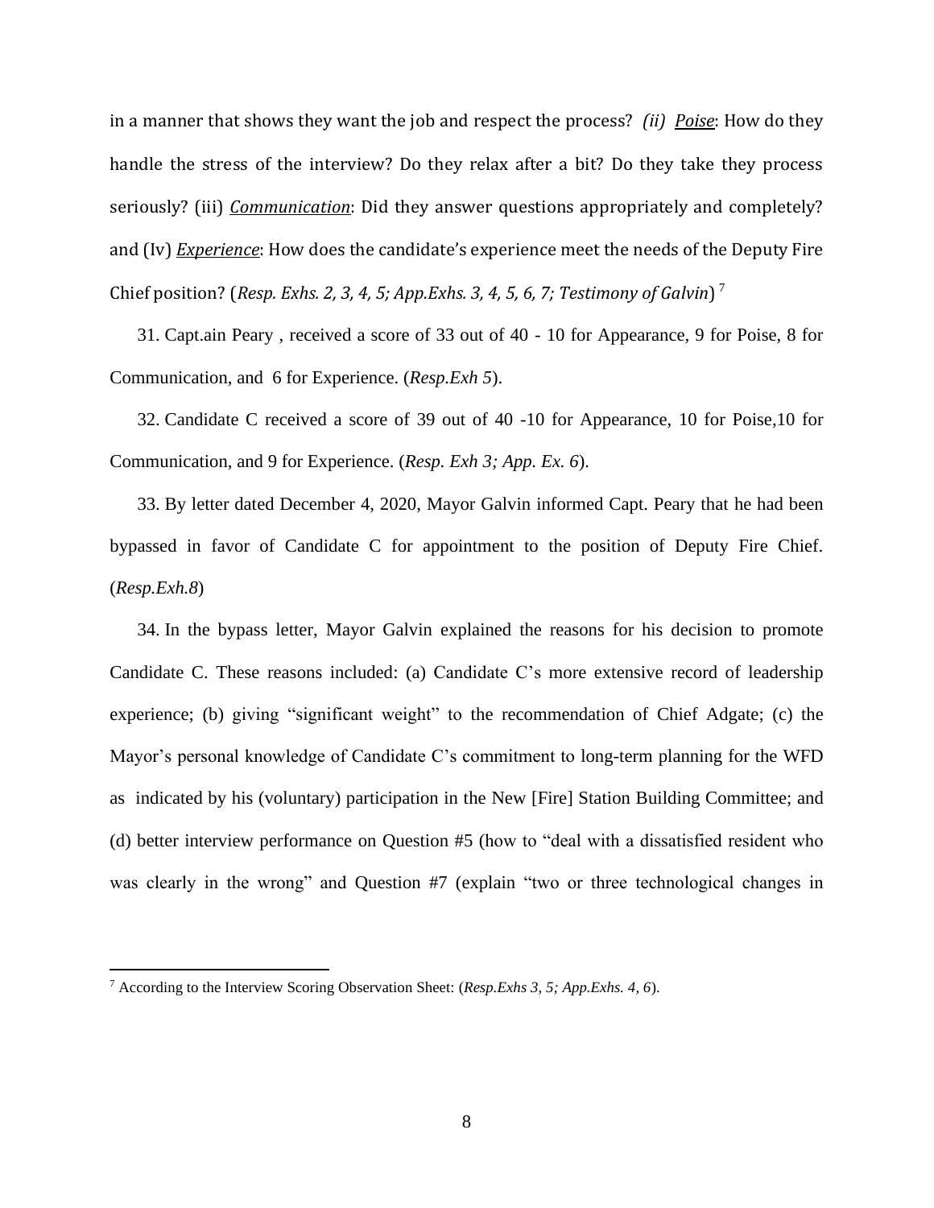in a manner that shows they want the job and respect the process? *(ii) Poise*: How do they handle the stress of the interview? Do they relax after a bit? Do they take they process seriously? (iii) *Communication*: Did they answer questions appropriately and completely? and (Iv) *Experience*: How does the candidate's experience meet the needs of the Deputy Fire Chief position? (*Resp. Exhs. 2, 3, 4, 5; App.Exhs. 3, 4, 5, 6, 7; Testimony of Galvin*) [7]

31. Capt.ain Peary , received a score of 33 out of 40 - 10 for Appearance, 9 for Poise, 8 for Communication, and 6 for Experience. (*Resp.Exh 5*).

32. Candidate C received a score of 39 out of 40 -10 for Appearance, 10 for Poise,10 for Communication, and 9 for Experience. (*Resp. Exh 3; App. Ex. 6*).

33. By letter dated December 4, 2020, Mayor Galvin informed Capt. Peary that he had been bypassed in favor of Candidate C for appointment to the position of Deputy Fire Chief. (*Resp.Exh.8*)

34. In the bypass letter, Mayor Galvin explained the reasons for his decision to promote Candidate C. These reasons included: (a) Candidate C's more extensive record of leadership experience; (b) giving "significant weight" to the recommendation of Chief Adgate; (c) the Mayor's personal knowledge of Candidate C's commitment to long-term planning for the WFD as indicated by his (voluntary) participation in the New [Fire] Station Building Committee; and (d) better interview performance on Question #5 (how to "deal with a dissatisfied resident who was clearly in the wrong" and Question #7 (explain "two or three technological changes in

[7] According to the Interview Scoring Observation Sheet: (*Resp.Exhs 3, 5; App.Exhs. 4, 6*).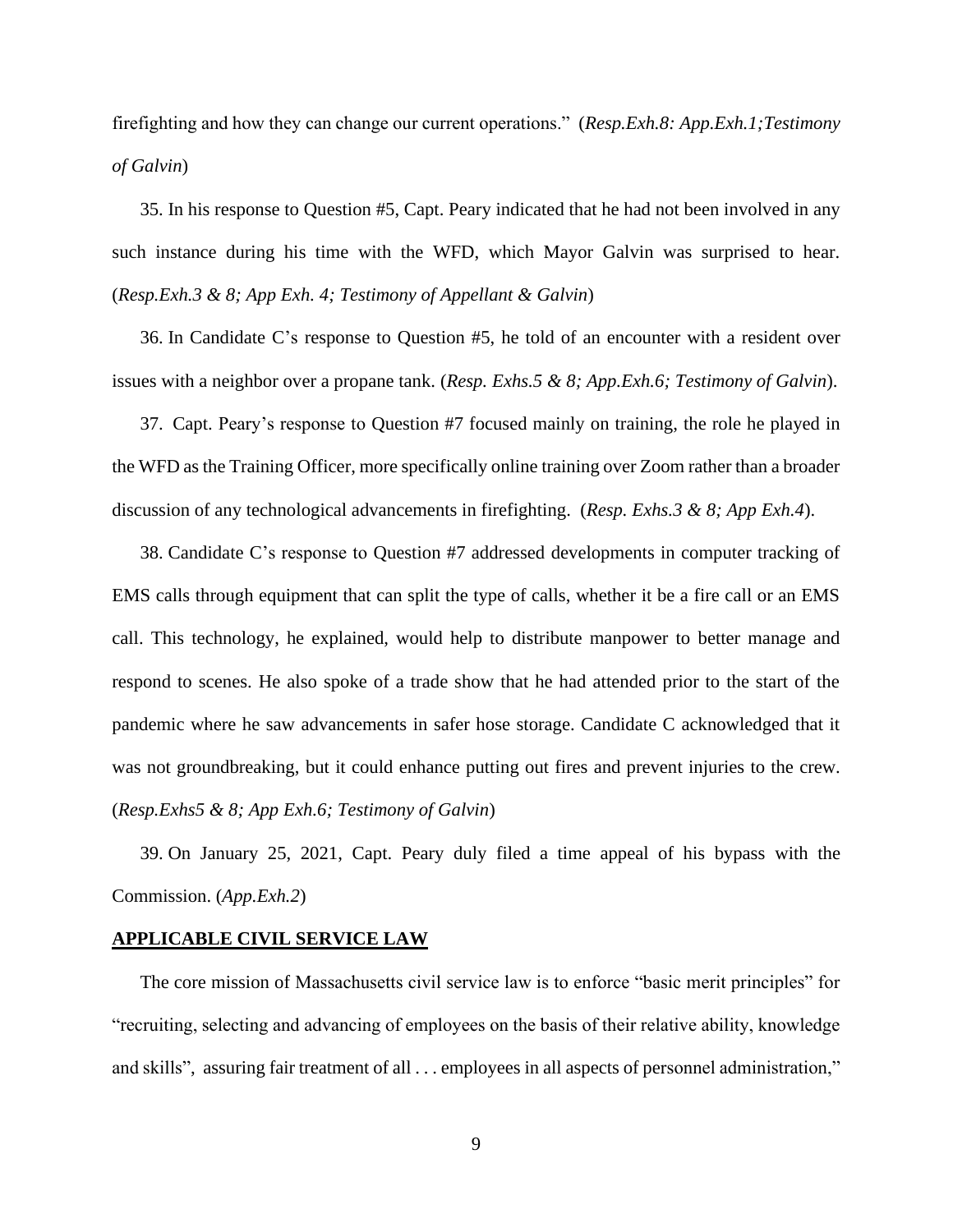firefighting and how they can change our current operations." (*Resp.Exh.8: App.Exh.1;Testimony of Galvin*)

35. In his response to Question #5, Capt. Peary indicated that he had not been involved in any such instance during his time with the WFD, which Mayor Galvin was surprised to hear. (*Resp.Exh.3 & 8; App Exh. 4; Testimony of Appellant & Galvin*)

36. In Candidate C's response to Question #5, he told of an encounter with a resident over issues with a neighbor over a propane tank. (*Resp. Exhs.5 & 8; App.Exh.6; Testimony of Galvin*).

37. Capt. Peary's response to Question #7 focused mainly on training, the role he played in the WFD as the Training Officer, more specifically online training over Zoom rather than a broader discussion of any technological advancements in firefighting. (*Resp. Exhs.3 & 8; App Exh.4*).

38. Candidate C's response to Question #7 addressed developments in computer tracking of EMS calls through equipment that can split the type of calls, whether it be a fire call or an EMS call. This technology, he explained, would help to distribute manpower to better manage and respond to scenes. He also spoke of a trade show that he had attended prior to the start of the pandemic where he saw advancements in safer hose storage. Candidate C acknowledged that it was not groundbreaking, but it could enhance putting out fires and prevent injuries to the crew. (*Resp.Exhs5 & 8; App Exh.6; Testimony of Galvin*)

39. On January 25, 2021, Capt. Peary duly filed a time appeal of his bypass with the Commission. (*App.Exh.2*)

## APPLICABLE CIVIL SERVICE LAW

The core mission of Massachusetts civil service law is to enforce "basic merit principles" for "recruiting, selecting and advancing of employees on the basis of their relative ability, knowledge and skills", assuring fair treatment of all . . . employees in all aspects of personnel administration,"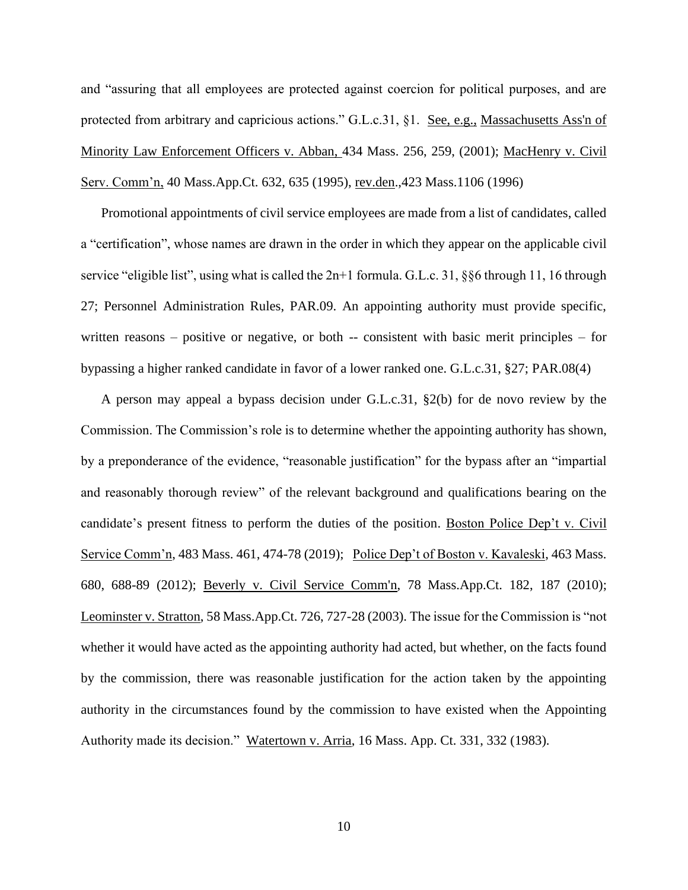and "assuring that all employees are protected against coercion for political purposes, and are protected from arbitrary and capricious actions." G.L.c.31, §1. See, e.g., Massachusetts Ass'n of Minority Law Enforcement Officers v. Abban, 434 Mass. 256, 259, (2001); MacHenry v. Civil Serv. Comm'n, 40 Mass.App.Ct. 632, 635 (1995), rev.den.,423 Mass.1106 (1996)

Promotional appointments of civil service employees are made from a list of candidates, called a "certification", whose names are drawn in the order in which they appear on the applicable civil service "eligible list", using what is called the 2n+1 formula. G.L.c. 31, §§6 through 11, 16 through 27; Personnel Administration Rules, PAR.09. An appointing authority must provide specific, written reasons – positive or negative, or both -- consistent with basic merit principles – for bypassing a higher ranked candidate in favor of a lower ranked one. G.L.c.31, §27; PAR.08(4)

A person may appeal a bypass decision under G.L.c.31, §2(b) for de novo review by the Commission. The Commission's role is to determine whether the appointing authority has shown, by a preponderance of the evidence, "reasonable justification" for the bypass after an "impartial and reasonably thorough review" of the relevant background and qualifications bearing on the candidate's present fitness to perform the duties of the position. Boston Police Dep't v. Civil Service Comm'n, 483 Mass. 461, 474-78 (2019); Police Dep't of Boston v. Kavaleski, 463 Mass. 680, 688-89 (2012); Beverly v. Civil Service Comm'n, 78 Mass.App.Ct. 182, 187 (2010); Leominster v. Stratton, 58 Mass.App.Ct. 726, 727-28 (2003). The issue for the Commission is "not whether it would have acted as the appointing authority had acted, but whether, on the facts found by the commission, there was reasonable justification for the action taken by the appointing authority in the circumstances found by the commission to have existed when the Appointing Authority made its decision." Watertown v. Arria, 16 Mass. App. Ct. 331, 332 (1983).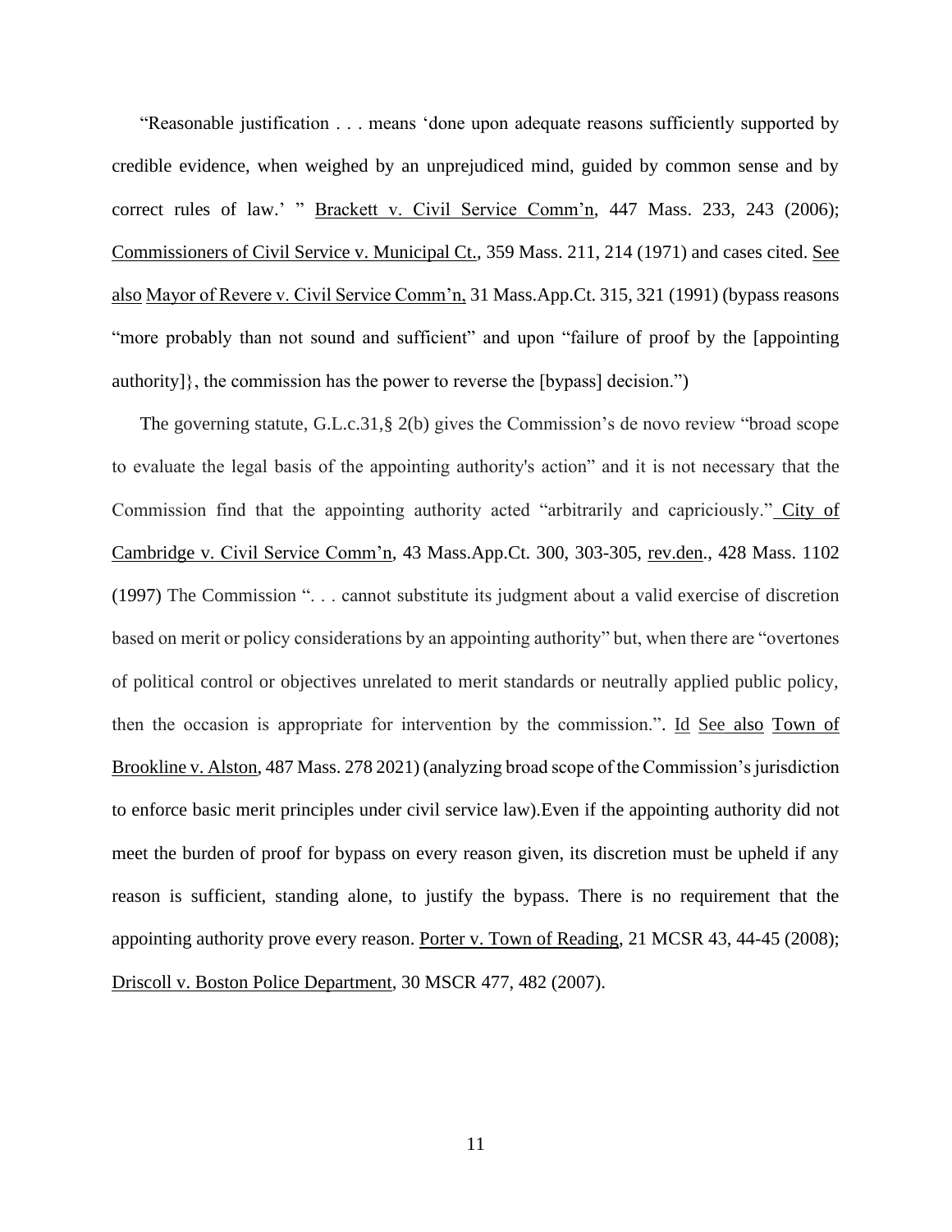"Reasonable justification . . . means 'done upon adequate reasons sufficiently supported by credible evidence, when weighed by an unprejudiced mind, guided by common sense and by correct rules of law.' " Brackett v. Civil Service Comm'n, 447 Mass. 233, 243 (2006); Commissioners of Civil Service v. Municipal Ct., 359 Mass. 211, 214 (1971) and cases cited. See also Mayor of Revere v. Civil Service Comm'n, 31 Mass.App.Ct. 315, 321 (1991) (bypass reasons "more probably than not sound and sufficient" and upon "failure of proof by the [appointing authority]}, the commission has the power to reverse the [bypass] decision.")

The governing statute, G.L.c.31,§ 2(b) gives the Commission's de novo review "broad scope to evaluate the legal basis of the appointing authority's action" and it is not necessary that the Commission find that the appointing authority acted "arbitrarily and capriciously." City of Cambridge v. Civil Service Comm'n, 43 Mass.App.Ct. 300, 303-305, rev.den., 428 Mass. 1102 (1997) The Commission ". . . cannot substitute its judgment about a valid exercise of discretion based on merit or policy considerations by an appointing authority" but, when there are "overtones of political control or objectives unrelated to merit standards or neutrally applied public policy, then the occasion is appropriate for intervention by the commission.". Id See also Town of Brookline v. Alston, 487 Mass. 278 2021) (analyzing broad scope of the Commission's jurisdiction to enforce basic merit principles under civil service law).Even if the appointing authority did not meet the burden of proof for bypass on every reason given, its discretion must be upheld if any reason is sufficient, standing alone, to justify the bypass. There is no requirement that the appointing authority prove every reason. Porter v. Town of Reading, 21 MCSR 43, 44-45 (2008); Driscoll v. Boston Police Department, 30 MSCR 477, 482 (2007).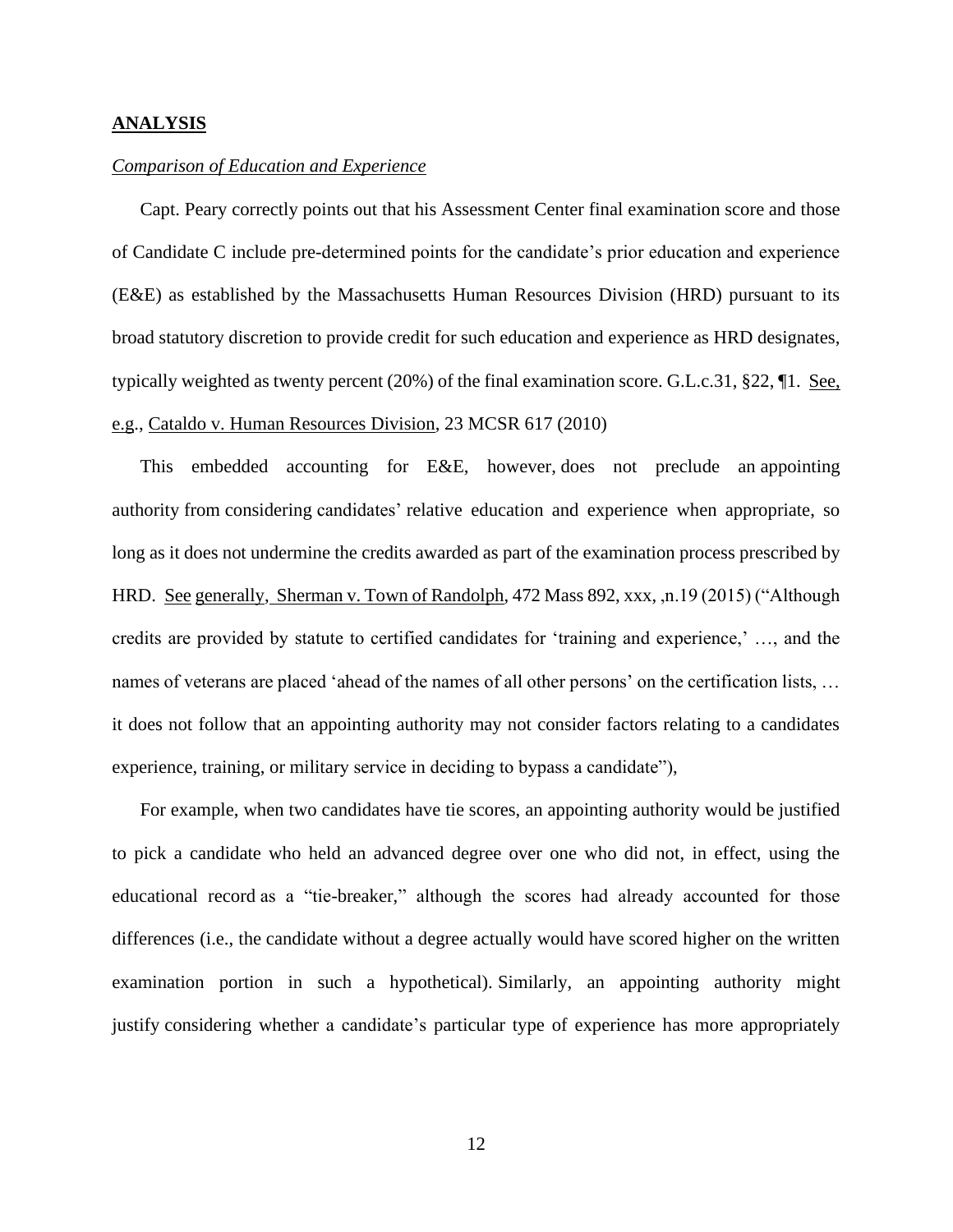## ANALYSIS

*Comparison of Education and Experience*

Capt. Peary correctly points out that his Assessment Center final examination score and those of Candidate C include pre-determined points for the candidate's prior education and experience (E&E) as established by the Massachusetts Human Resources Division (HRD) pursuant to its broad statutory discretion to provide credit for such education and experience as HRD designates, typically weighted as twenty percent (20%) of the final examination score. G.L.c.31, §22, ¶1. See, e.g., Cataldo v. Human Resources Division, 23 MCSR 617 (2010)

This embedded accounting for E&E, however, does not preclude an appointing authority from considering candidates' relative education and experience when appropriate, so long as it does not undermine the credits awarded as part of the examination process prescribed by HRD. See generally, Sherman v. Town of Randolph, 472 Mass 892, xxx, ,n.19 (2015) ("Although credits are provided by statute to certified candidates for 'training and experience,' …, and the names of veterans are placed 'ahead of the names of all other persons' on the certification lists, … it does not follow that an appointing authority may not consider factors relating to a candidates experience, training, or military service in deciding to bypass a candidate"),

For example, when two candidates have tie scores, an appointing authority would be justified to pick a candidate who held an advanced degree over one who did not, in effect, using the educational record as a "tie-breaker," although the scores had already accounted for those differences (i.e., the candidate without a degree actually would have scored higher on the written examination portion in such a hypothetical). Similarly, an appointing authority might justify considering whether a candidate's particular type of experience has more appropriately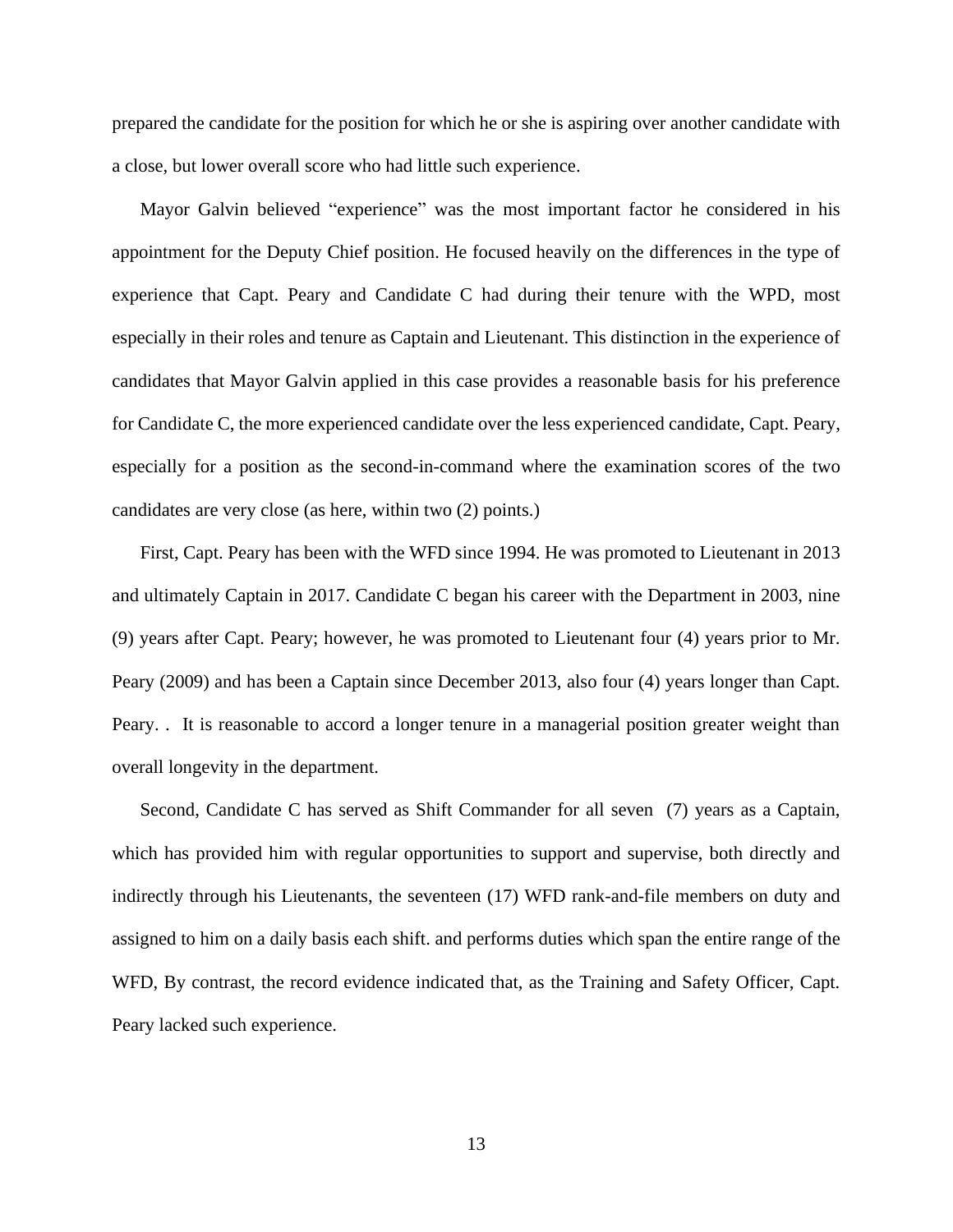prepared the candidate for the position for which he or she is aspiring over another candidate with a close, but lower overall score who had little such experience.

Mayor Galvin believed "experience" was the most important factor he considered in his appointment for the Deputy Chief position. He focused heavily on the differences in the type of experience that Capt. Peary and Candidate C had during their tenure with the WPD, most especially in their roles and tenure as Captain and Lieutenant. This distinction in the experience of candidates that Mayor Galvin applied in this case provides a reasonable basis for his preference for Candidate C, the more experienced candidate over the less experienced candidate, Capt. Peary, especially for a position as the second-in-command where the examination scores of the two candidates are very close (as here, within two (2) points.)

First, Capt. Peary has been with the WFD since 1994. He was promoted to Lieutenant in 2013 and ultimately Captain in 2017. Candidate C began his career with the Department in 2003, nine (9) years after Capt. Peary; however, he was promoted to Lieutenant four (4) years prior to Mr. Peary (2009) and has been a Captain since December 2013, also four (4) years longer than Capt. Peary. .  It is reasonable to accord a longer tenure in a managerial position greater weight than overall longevity in the department.

Second, Candidate C has served as Shift Commander for all seven  (7) years as a Captain, which has provided him with regular opportunities to support and supervise, both directly and indirectly through his Lieutenants, the seventeen (17) WFD rank-and-file members on duty and assigned to him on a daily basis each shift. and performs duties which span the entire range of the WFD, By contrast, the record evidence indicated that, as the Training and Safety Officer, Capt. Peary lacked such experience.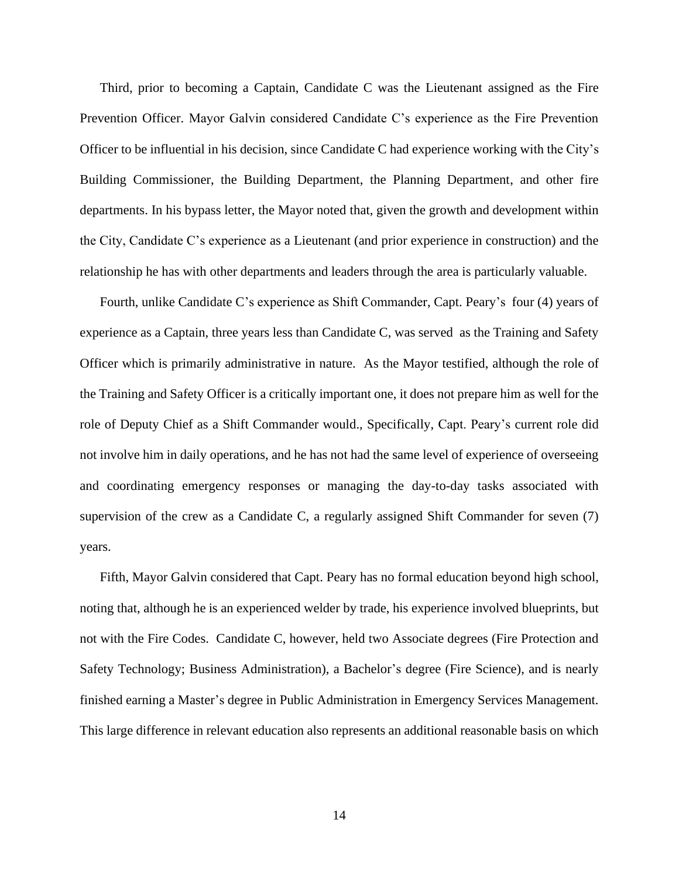Third, prior to becoming a Captain, Candidate C was the Lieutenant assigned as the Fire Prevention Officer. Mayor Galvin considered Candidate C's experience as the Fire Prevention Officer to be influential in his decision, since Candidate C had experience working with the City's Building Commissioner, the Building Department, the Planning Department, and other fire departments. In his bypass letter, the Mayor noted that, given the growth and development within the City, Candidate C's experience as a Lieutenant (and prior experience in construction) and the relationship he has with other departments and leaders through the area is particularly valuable.

Fourth, unlike Candidate C's experience as Shift Commander, Capt. Peary's four (4) years of experience as a Captain, three years less than Candidate C, was served as the Training and Safety Officer which is primarily administrative in nature. As the Mayor testified, although the role of the Training and Safety Officer is a critically important one, it does not prepare him as well for the role of Deputy Chief as a Shift Commander would., Specifically, Capt. Peary's current role did not involve him in daily operations, and he has not had the same level of experience of overseeing and coordinating emergency responses or managing the day-to-day tasks associated with supervision of the crew as a Candidate C, a regularly assigned Shift Commander for seven (7) years.

Fifth, Mayor Galvin considered that Capt. Peary has no formal education beyond high school, noting that, although he is an experienced welder by trade, his experience involved blueprints, but not with the Fire Codes. Candidate C, however, held two Associate degrees (Fire Protection and Safety Technology; Business Administration), a Bachelor's degree (Fire Science), and is nearly finished earning a Master's degree in Public Administration in Emergency Services Management. This large difference in relevant education also represents an additional reasonable basis on which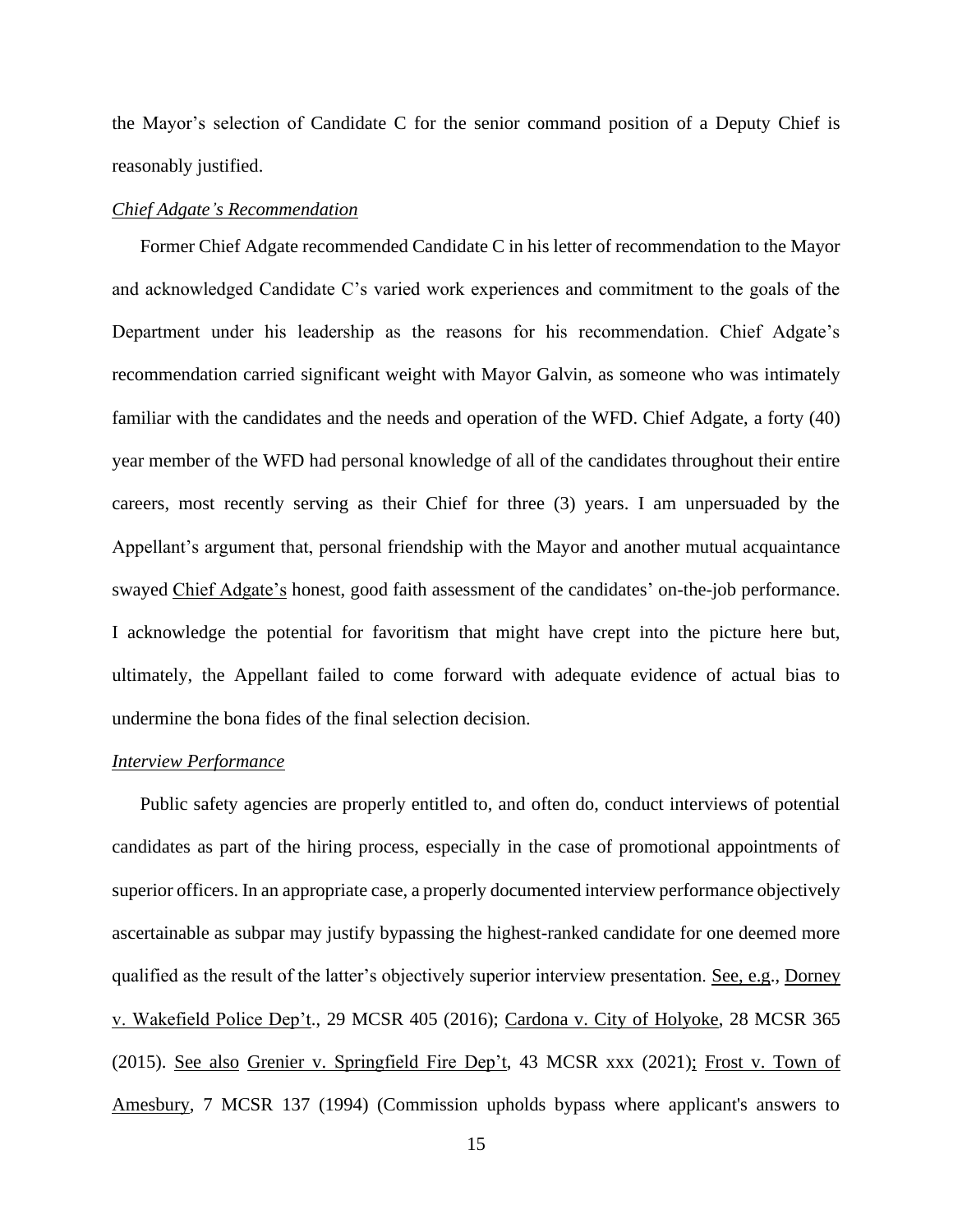the Mayor's selection of Candidate C for the senior command position of a Deputy Chief is reasonably justified.

*Chief Adgate's Recommendation*

Former Chief Adgate recommended Candidate C in his letter of recommendation to the Mayor and acknowledged Candidate C's varied work experiences and commitment to the goals of the Department under his leadership as the reasons for his recommendation. Chief Adgate's recommendation carried significant weight with Mayor Galvin, as someone who was intimately familiar with the candidates and the needs and operation of the WFD. Chief Adgate, a forty (40) year member of the WFD had personal knowledge of all of the candidates throughout their entire careers, most recently serving as their Chief for three (3) years. I am unpersuaded by the Appellant's argument that, personal friendship with the Mayor and another mutual acquaintance swayed Chief Adgate's honest, good faith assessment of the candidates' on-the-job performance. I acknowledge the potential for favoritism that might have crept into the picture here but, ultimately, the Appellant failed to come forward with adequate evidence of actual bias to undermine the bona fides of the final selection decision.

*Interview Performance*

Public safety agencies are properly entitled to, and often do, conduct interviews of potential candidates as part of the hiring process, especially in the case of promotional appointments of superior officers. In an appropriate case, a properly documented interview performance objectively ascertainable as subpar may justify bypassing the highest-ranked candidate for one deemed more qualified as the result of the latter's objectively superior interview presentation. See, e.g., Dorney v. Wakefield Police Dep't., 29 MCSR 405 (2016); Cardona v. City of Holyoke, 28 MCSR 365 (2015). See also Grenier v. Springfield Fire Dep't, 43 MCSR xxx (2021); Frost v. Town of Amesbury, 7 MCSR 137 (1994) (Commission upholds bypass where applicant's answers to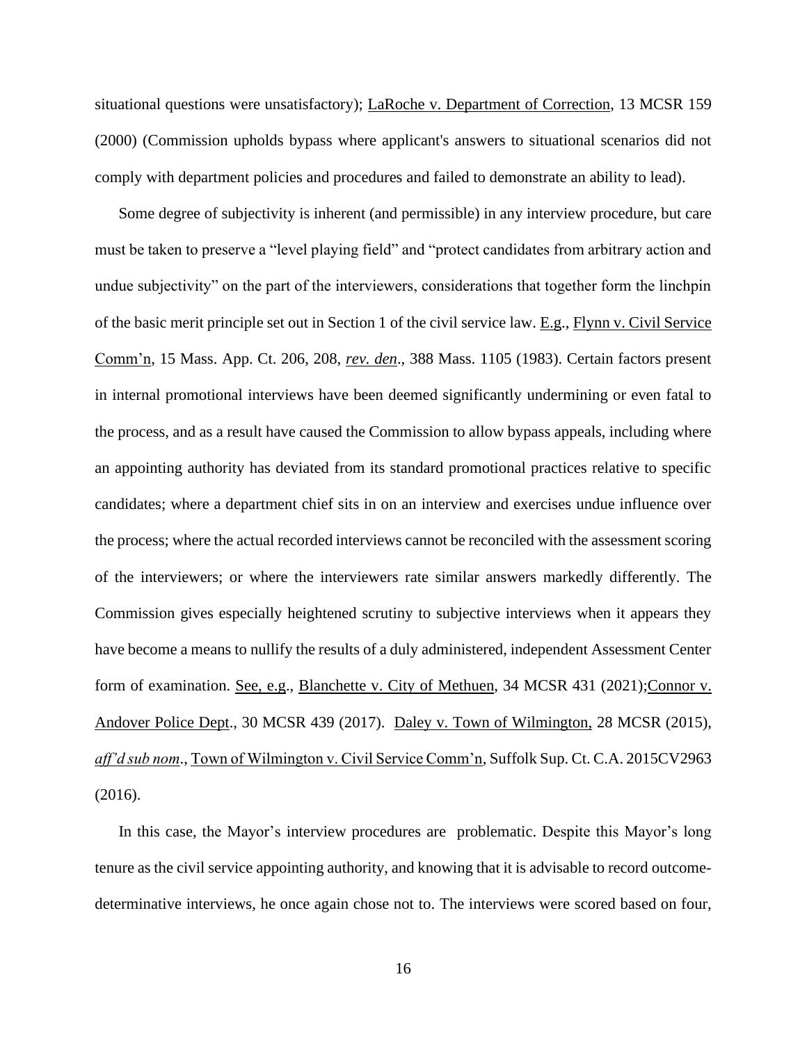situational questions were unsatisfactory); LaRoche v. Department of Correction, 13 MCSR 159 (2000) (Commission upholds bypass where applicant's answers to situational scenarios did not comply with department policies and procedures and failed to demonstrate an ability to lead).

Some degree of subjectivity is inherent (and permissible) in any interview procedure, but care must be taken to preserve a "level playing field" and "protect candidates from arbitrary action and undue subjectivity" on the part of the interviewers, considerations that together form the linchpin of the basic merit principle set out in Section 1 of the civil service law. E.g., Flynn v. Civil Service Comm'n, 15 Mass. App. Ct. 206, 208, *rev. den*., 388 Mass. 1105 (1983). Certain factors present in internal promotional interviews have been deemed significantly undermining or even fatal to the process, and as a result have caused the Commission to allow bypass appeals, including where an appointing authority has deviated from its standard promotional practices relative to specific candidates; where a department chief sits in on an interview and exercises undue influence over the process; where the actual recorded interviews cannot be reconciled with the assessment scoring of the interviewers; or where the interviewers rate similar answers markedly differently. The Commission gives especially heightened scrutiny to subjective interviews when it appears they have become a means to nullify the results of a duly administered, independent Assessment Center form of examination. See, e.g., Blanchette v. City of Methuen, 34 MCSR 431 (2021); Connor v. Andover Police Dept., 30 MCSR 439 (2017). Daley v. Town of Wilmington, 28 MCSR (2015), *aff'd sub nom*., Town of Wilmington v. Civil Service Comm'n, Suffolk Sup. Ct. C.A. 2015CV2963 (2016).

In this case, the Mayor's interview procedures are problematic. Despite this Mayor's long tenure as the civil service appointing authority, and knowing that it is advisable to record outcome-determinative interviews, he once again chose not to. The interviews were scored based on four,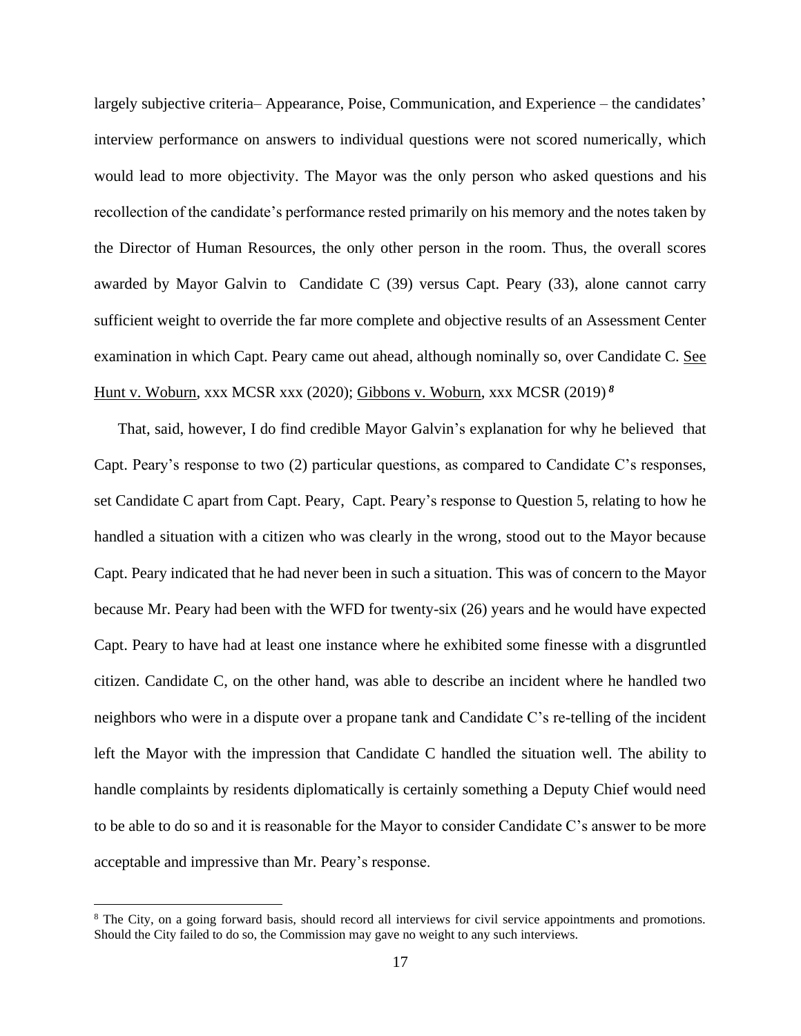largely subjective criteria– Appearance, Poise, Communication, and Experience – the candidates' interview performance on answers to individual questions were not scored numerically, which would lead to more objectivity. The Mayor was the only person who asked questions and his recollection of the candidate's performance rested primarily on his memory and the notes taken by the Director of Human Resources, the only other person in the room. Thus, the overall scores awarded by Mayor Galvin to Candidate C (39) versus Capt. Peary (33), alone cannot carry sufficient weight to override the far more complete and objective results of an Assessment Center examination in which Capt. Peary came out ahead, although nominally so, over Candidate C. See Hunt v. Woburn, xxx MCSR xxx (2020); Gibbons v. Woburn, xxx MCSR (2019) [8]

That, said, however, I do find credible Mayor Galvin's explanation for why he believed that Capt. Peary's response to two (2) particular questions, as compared to Candidate C's responses, set Candidate C apart from Capt. Peary, Capt. Peary's response to Question 5, relating to how he handled a situation with a citizen who was clearly in the wrong, stood out to the Mayor because Capt. Peary indicated that he had never been in such a situation. This was of concern to the Mayor because Mr. Peary had been with the WFD for twenty-six (26) years and he would have expected Capt. Peary to have had at least one instance where he exhibited some finesse with a disgruntled citizen. Candidate C, on the other hand, was able to describe an incident where he handled two neighbors who were in a dispute over a propane tank and Candidate C's re-telling of the incident left the Mayor with the impression that Candidate C handled the situation well. The ability to handle complaints by residents diplomatically is certainly something a Deputy Chief would need to be able to do so and it is reasonable for the Mayor to consider Candidate C's answer to be more acceptable and impressive than Mr. Peary's response.

---

[8] The City, on a going forward basis, should record all interviews for civil service appointments and promotions. Should the City failed to do so, the Commission may gave no weight to any such interviews.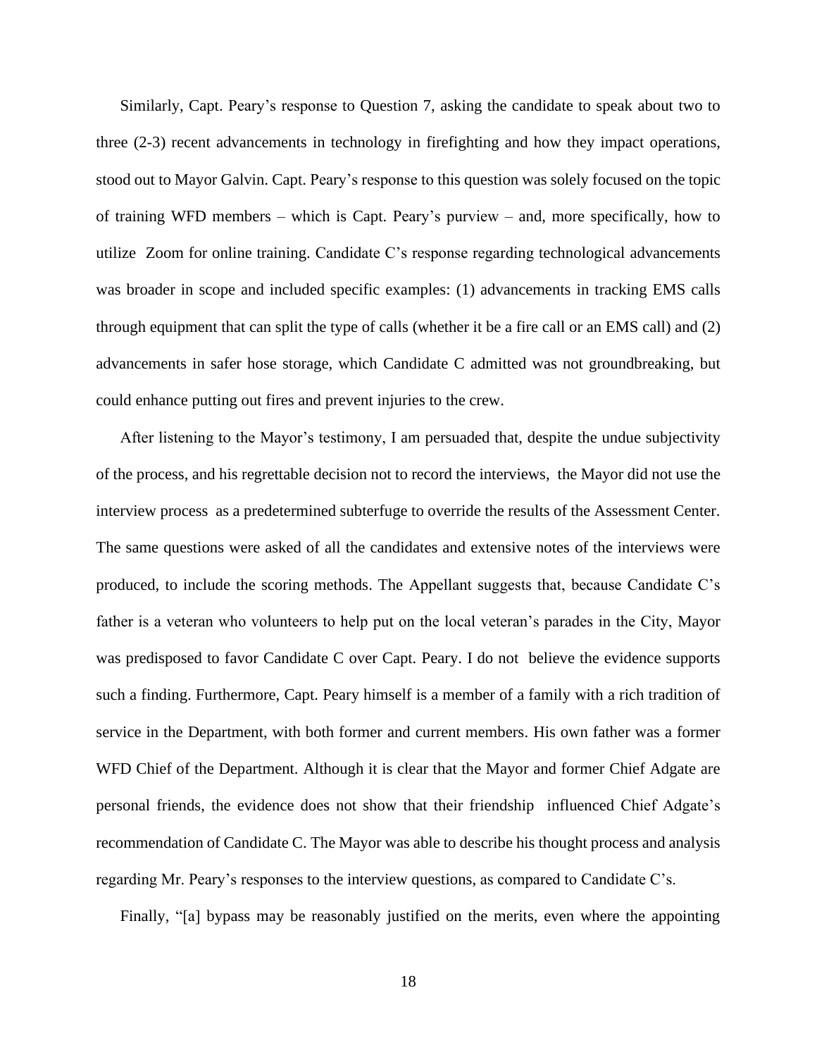Similarly, Capt. Peary's response to Question 7, asking the candidate to speak about two to three (2-3) recent advancements in technology in firefighting and how they impact operations, stood out to Mayor Galvin. Capt. Peary's response to this question was solely focused on the topic of training WFD members – which is Capt. Peary's purview – and, more specifically, how to utilize Zoom for online training. Candidate C's response regarding technological advancements was broader in scope and included specific examples: (1) advancements in tracking EMS calls through equipment that can split the type of calls (whether it be a fire call or an EMS call) and (2) advancements in safer hose storage, which Candidate C admitted was not groundbreaking, but could enhance putting out fires and prevent injuries to the crew.

After listening to the Mayor's testimony, I am persuaded that, despite the undue subjectivity of the process, and his regrettable decision not to record the interviews, the Mayor did not use the interview process as a predetermined subterfuge to override the results of the Assessment Center. The same questions were asked of all the candidates and extensive notes of the interviews were produced, to include the scoring methods. The Appellant suggests that, because Candidate C's father is a veteran who volunteers to help put on the local veteran's parades in the City, Mayor was predisposed to favor Candidate C over Capt. Peary. I do not believe the evidence supports such a finding. Furthermore, Capt. Peary himself is a member of a family with a rich tradition of service in the Department, with both former and current members. His own father was a former WFD Chief of the Department. Although it is clear that the Mayor and former Chief Adgate are personal friends, the evidence does not show that their friendship influenced Chief Adgate's recommendation of Candidate C. The Mayor was able to describe his thought process and analysis regarding Mr. Peary's responses to the interview questions, as compared to Candidate C's.

Finally, "[a] bypass may be reasonably justified on the merits, even where the appointing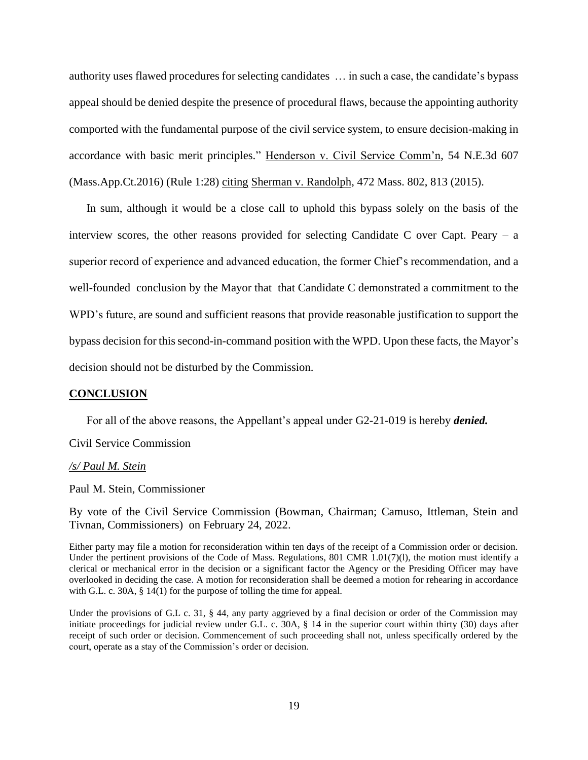authority uses flawed procedures for selecting candidates … in such a case, the candidate's bypass appeal should be denied despite the presence of procedural flaws, because the appointing authority comported with the fundamental purpose of the civil service system, to ensure decision-making in accordance with basic merit principles." Henderson v. Civil Service Comm'n, 54 N.E.3d 607 (Mass.App.Ct.2016) (Rule 1:28) citing Sherman v. Randolph, 472 Mass. 802, 813 (2015).

In sum, although it would be a close call to uphold this bypass solely on the basis of the interview scores, the other reasons provided for selecting Candidate C over Capt. Peary – a superior record of experience and advanced education, the former Chief's recommendation, and a well-founded conclusion by the Mayor that that Candidate C demonstrated a commitment to the WPD's future, are sound and sufficient reasons that provide reasonable justification to support the bypass decision for this second-in-command position with the WPD. Upon these facts, the Mayor's decision should not be disturbed by the Commission.

## CONCLUSION

For all of the above reasons, the Appellant's appeal under G2-21-019 is hereby ***denied.***

Civil Service Commission

*/s/ Paul M. Stein*

Paul M. Stein, Commissioner

By vote of the Civil Service Commission (Bowman, Chairman; Camuso, Ittleman, Stein and Tivnan, Commissioners) on February 24, 2022.

Either party may file a motion for reconsideration within ten days of the receipt of a Commission order or decision. Under the pertinent provisions of the Code of Mass. Regulations, 801 CMR 1.01(7)(l), the motion must identify a clerical or mechanical error in the decision or a significant factor the Agency or the Presiding Officer may have overlooked in deciding the case. A motion for reconsideration shall be deemed a motion for rehearing in accordance with G.L. c. 30A, § 14(1) for the purpose of tolling the time for appeal.

Under the provisions of G.L c. 31, § 44, any party aggrieved by a final decision or order of the Commission may initiate proceedings for judicial review under G.L. c. 30A, § 14 in the superior court within thirty (30) days after receipt of such order or decision. Commencement of such proceeding shall not, unless specifically ordered by the court, operate as a stay of the Commission's order or decision.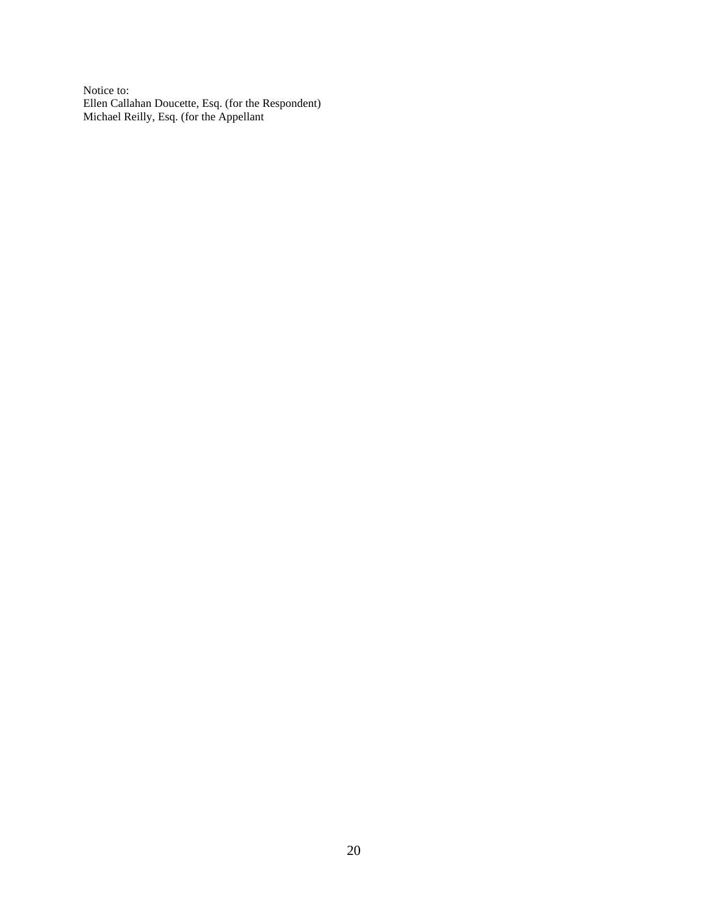Notice to:
Ellen Callahan Doucette, Esq. (for the Respondent)
Michael Reilly, Esq. (for the Appellant